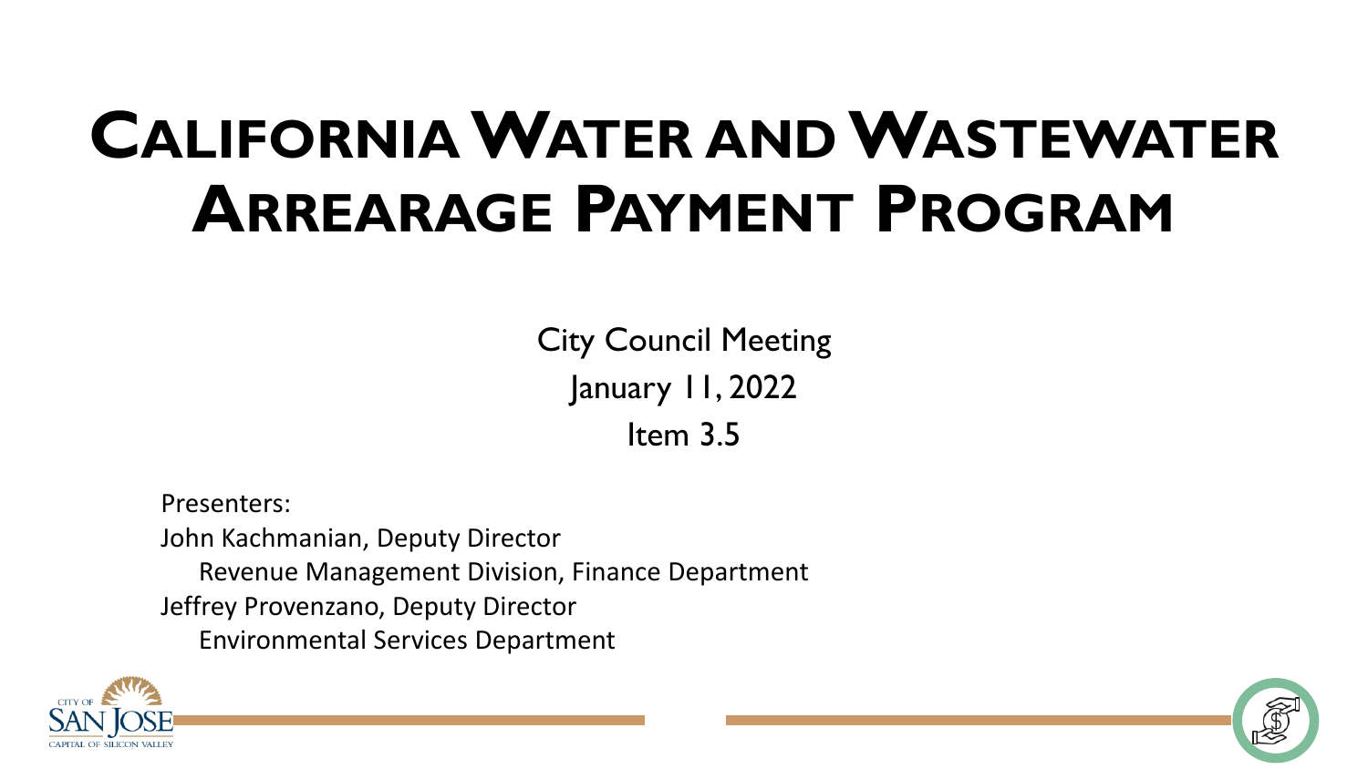# California Water and Wastewater Arrearage Payment Program

City Council Meeting
January 11, 2022
Item 3.5

Presenters:
John Kachmanian, Deputy Director
Revenue Management Division, Finance Department
Jeffrey Provenzano, Deputy Director
Environmental Services Department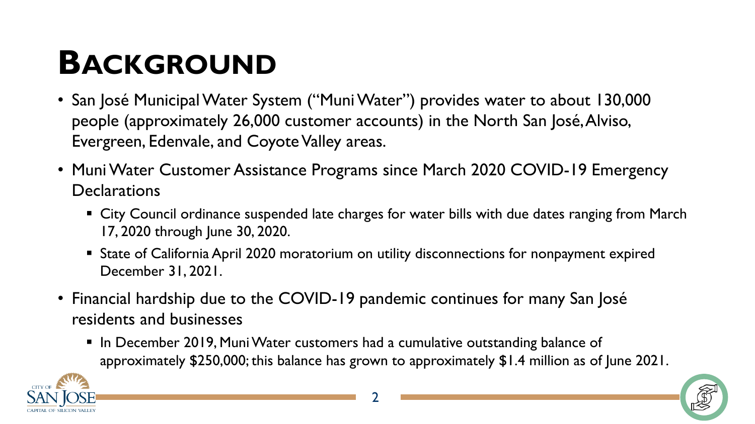# Background

- San José Municipal Water System ("Muni Water") provides water to about 130,000 people (approximately 26,000 customer accounts) in the North San José, Alviso, Evergreen, Edenvale, and Coyote Valley areas.
- Muni Water Customer Assistance Programs since March 2020 COVID-19 Emergency Declarations
  - City Council ordinance suspended late charges for water bills with due dates ranging from March 17, 2020 through June 30, 2020.
  - State of California April 2020 moratorium on utility disconnections for nonpayment expired December 31, 2021.
- Financial hardship due to the COVID-19 pandemic continues for many San José residents and businesses
  - In December 2019, Muni Water customers had a cumulative outstanding balance of approximately $250,000; this balance has grown to approximately $1.4 million as of June 2021.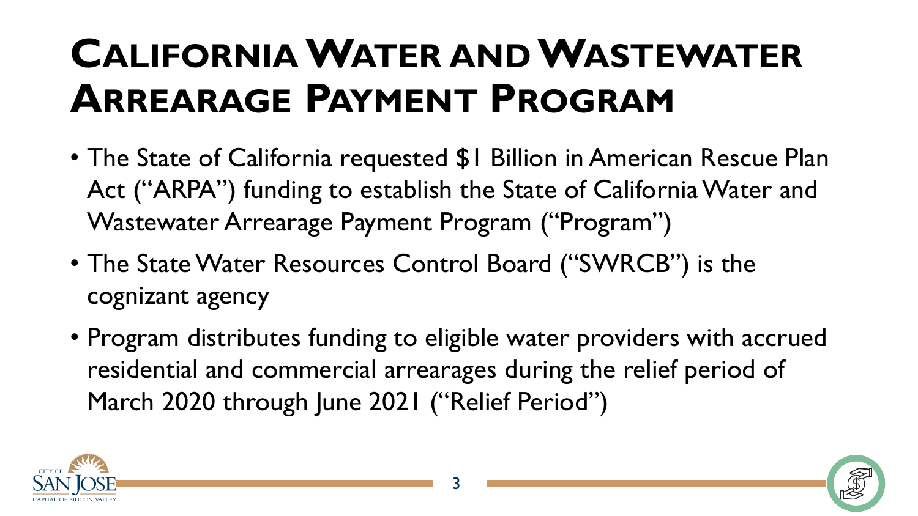# California Water and Wastewater Arrearage Payment Program

- The State of California requested $1 Billion in American Rescue Plan Act ("ARPA") funding to establish the State of California Water and Wastewater Arrearage Payment Program ("Program")
- The State Water Resources Control Board ("SWRCB") is the cognizant agency
- Program distributes funding to eligible water providers with accrued residential and commercial arrearages during the relief period of March 2020 through June 2021 ("Relief Period")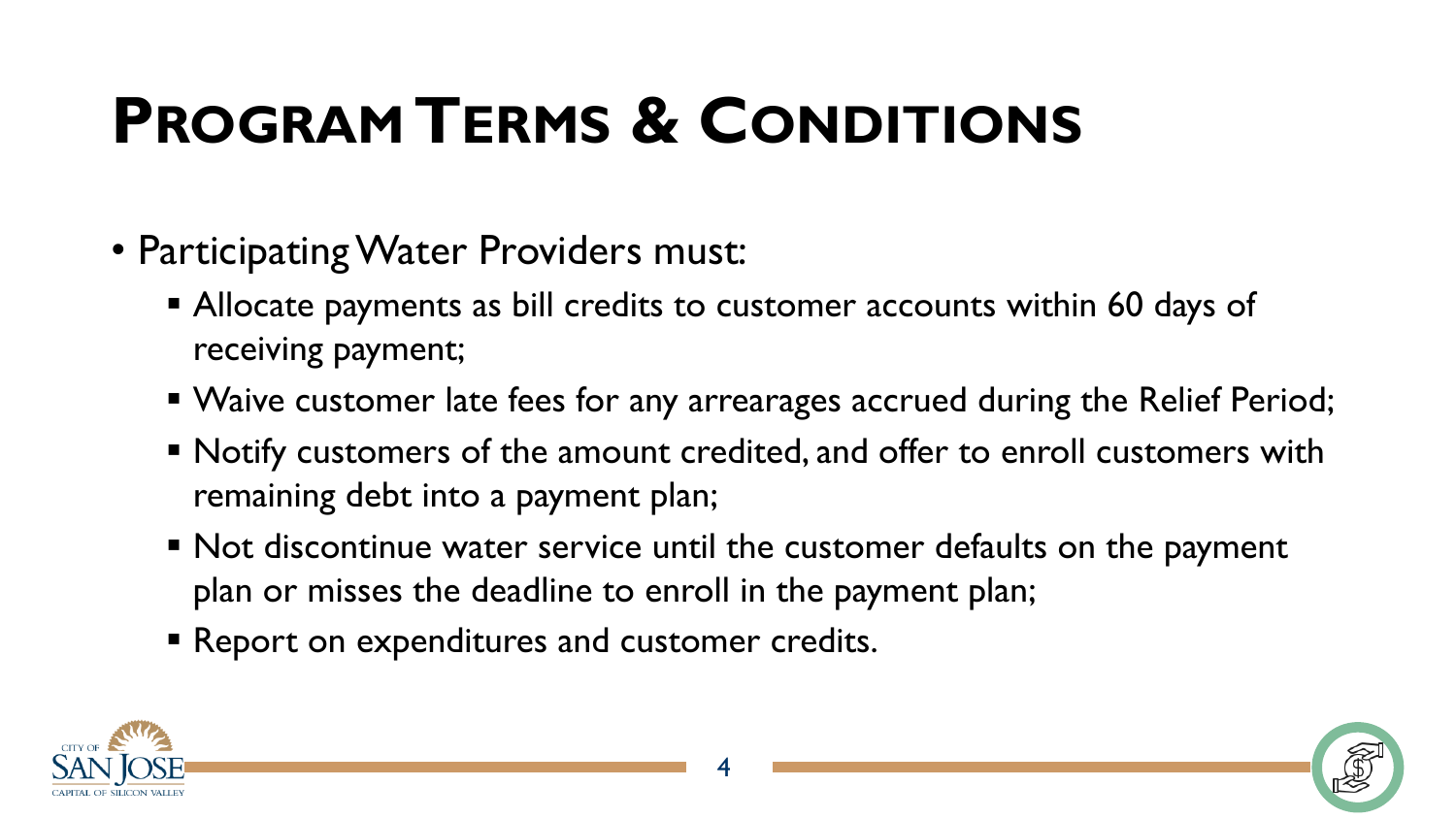# Program Terms & Conditions

- Participating Water Providers must:
  - Allocate payments as bill credits to customer accounts within 60 days of receiving payment;
  - Waive customer late fees for any arrearages accrued during the Relief Period;
  - Notify customers of the amount credited, and offer to enroll customers with remaining debt into a payment plan;
  - Not discontinue water service until the customer defaults on the payment plan or misses the deadline to enroll in the payment plan;
  - Report on expenditures and customer credits.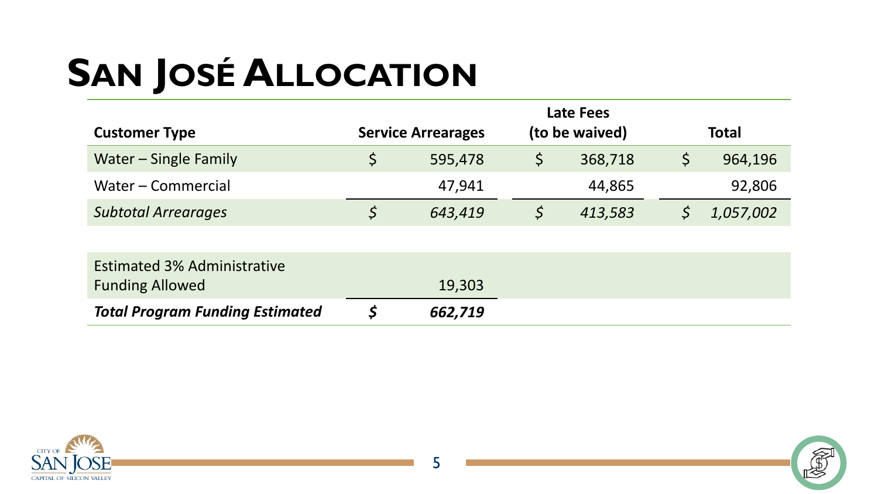# San José Allocation

| Customer Type | Service Arrearages | Late Fees (to be waived) | Total |
|---|---|---|---|
| Water – Single Family | $ 595,478 | $ 368,718 | $ 964,196 |
| Water – Commercial | 47,941 | 44,865 | 92,806 |
| *Subtotal Arrearages* | *$ 643,419* | *$ 413,583* | *$ 1,057,002* |
| | | | |
| Estimated 3% Administrative Funding Allowed | 19,303 | | |
| ***Total Program Funding Estimated*** | ***$ 662,719*** | | |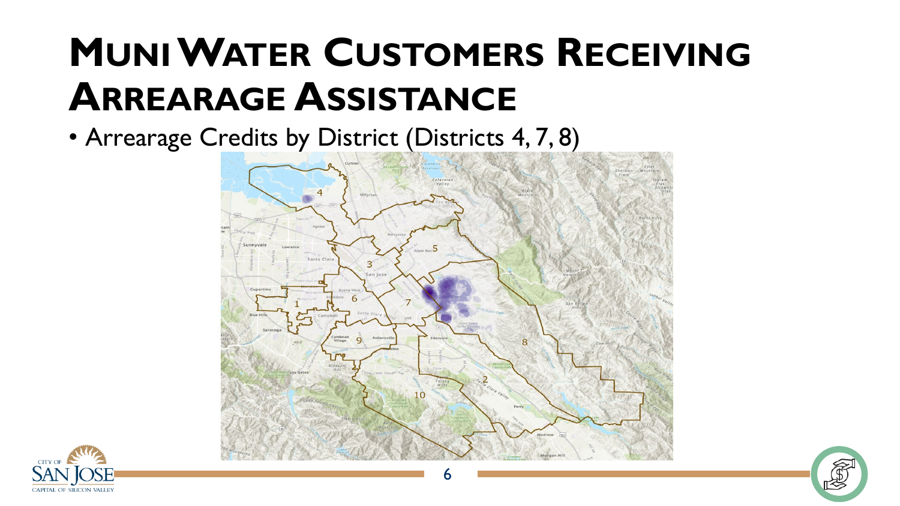# Muni Water Customers Receiving Arrearage Assistance

- Arrearage Credits by District (Districts 4, 7, 8)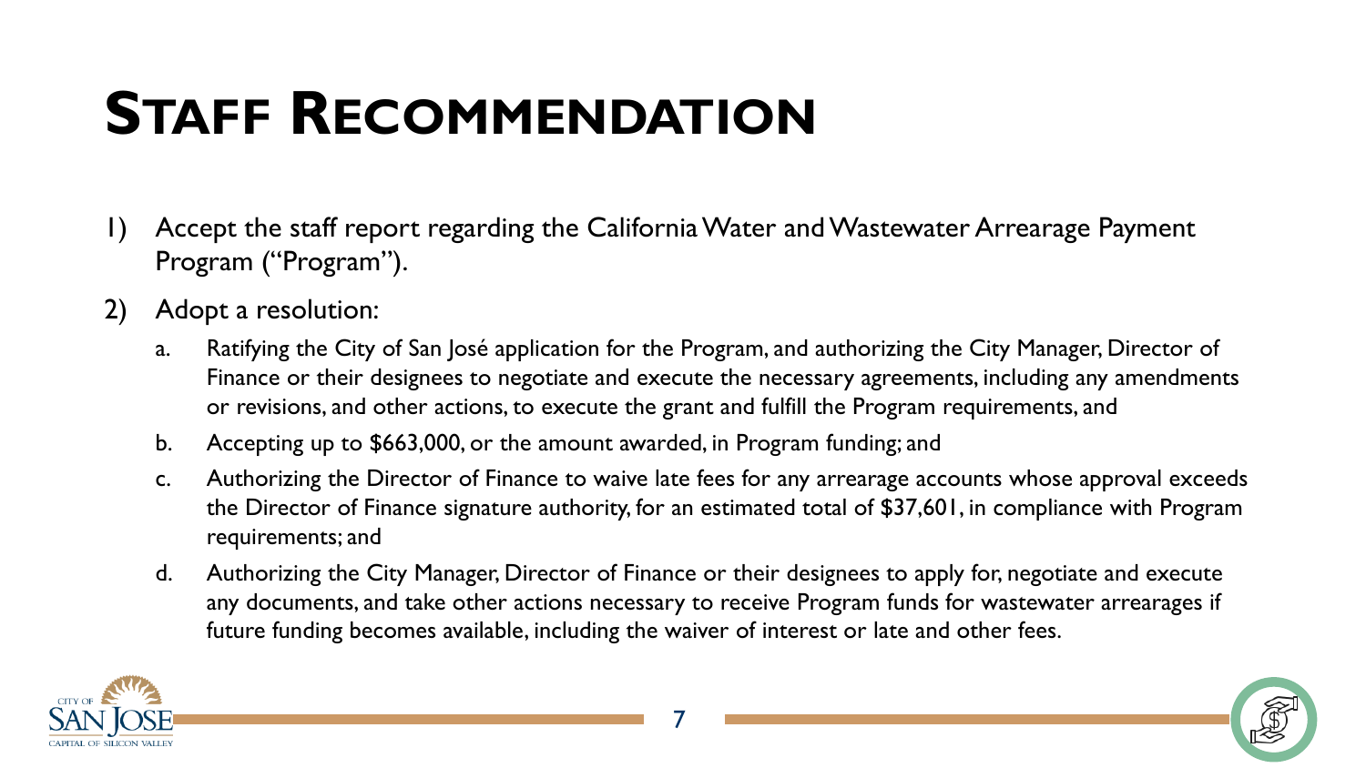# Staff Recommendation

1) Accept the staff report regarding the California Water and Wastewater Arrearage Payment Program ("Program").
2) Adopt a resolution:
   a. Ratifying the City of San José application for the Program, and authorizing the City Manager, Director of Finance or their designees to negotiate and execute the necessary agreements, including any amendments or revisions, and other actions, to execute the grant and fulfill the Program requirements, and
   b. Accepting up to $663,000, or the amount awarded, in Program funding; and
   c. Authorizing the Director of Finance to waive late fees for any arrearage accounts whose approval exceeds the Director of Finance signature authority, for an estimated total of $37,601, in compliance with Program requirements; and
   d. Authorizing the City Manager, Director of Finance or their designees to apply for, negotiate and execute any documents, and take other actions necessary to receive Program funds for wastewater arrearages if future funding becomes available, including the waiver of interest or late and other fees.